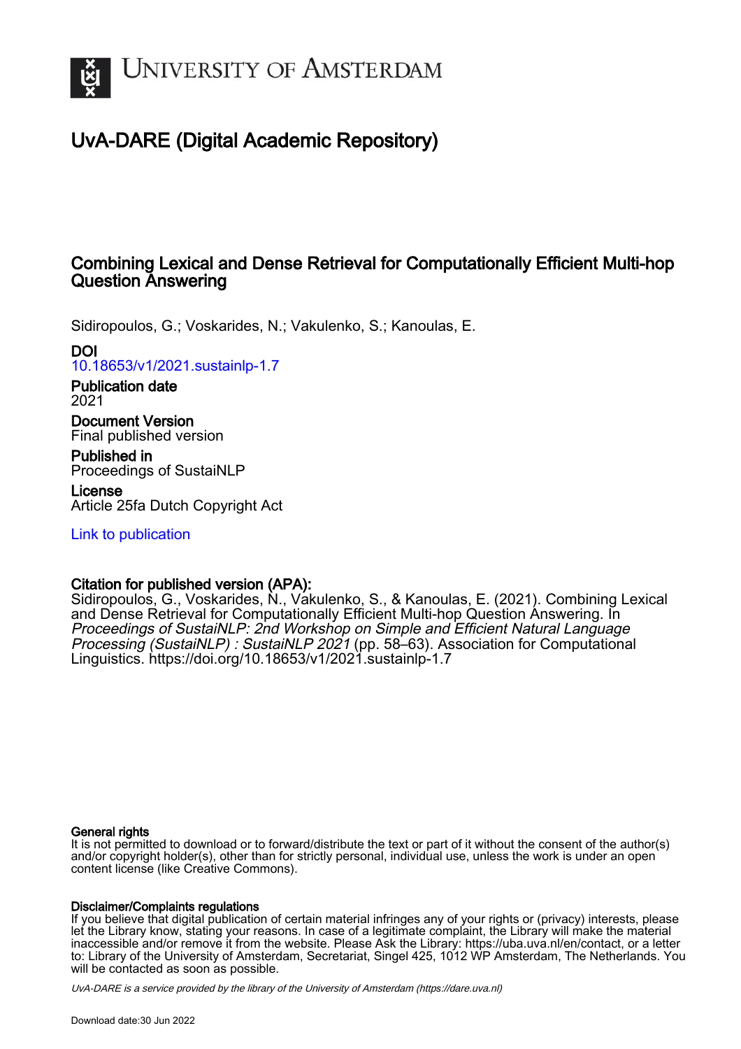# University of Amsterdam

## UvA-DARE (Digital Academic Repository)

## Combining Lexical and Dense Retrieval for Computationally Efficient Multi-hop Question Answering

Sidiropoulos, G.; Voskarides, N.; Vakulenko, S.; Kanoulas, E.

**DOI**
10.18653/v1/2021.sustainlp-1.7

**Publication date**
2021

**Document Version**
Final published version

**Published in**
Proceedings of SustaiNLP

**License**
Article 25fa Dutch Copyright Act

Link to publication

**Citation for published version (APA):**
Sidiropoulos, G., Voskarides, N., Vakulenko, S., & Kanoulas, E. (2021). Combining Lexical and Dense Retrieval for Computationally Efficient Multi-hop Question Answering. In *Proceedings of SustaiNLP: 2nd Workshop on Simple and Efficient Natural Language Processing (SustaiNLP) : SustaiNLP 2021* (pp. 58–63). Association for Computational Linguistics. https://doi.org/10.18653/v1/2021.sustainlp-1.7

**General rights**
It is not permitted to download or to forward/distribute the text or part of it without the consent of the author(s) and/or copyright holder(s), other than for strictly personal, individual use, unless the work is under an open content license (like Creative Commons).

**Disclaimer/Complaints regulations**
If you believe that digital publication of certain material infringes any of your rights or (privacy) interests, please let the Library know, stating your reasons. In case of a legitimate complaint, the Library will make the material inaccessible and/or remove it from the website. Please Ask the Library: https://uba.uva.nl/en/contact, or a letter to: Library of the University of Amsterdam, Secretariat, Singel 425, 1012 WP Amsterdam, The Netherlands. You will be contacted as soon as possible.

UvA-DARE is a service provided by the library of the University of Amsterdam (https://dare.uva.nl)

Download date:30 Jun 2022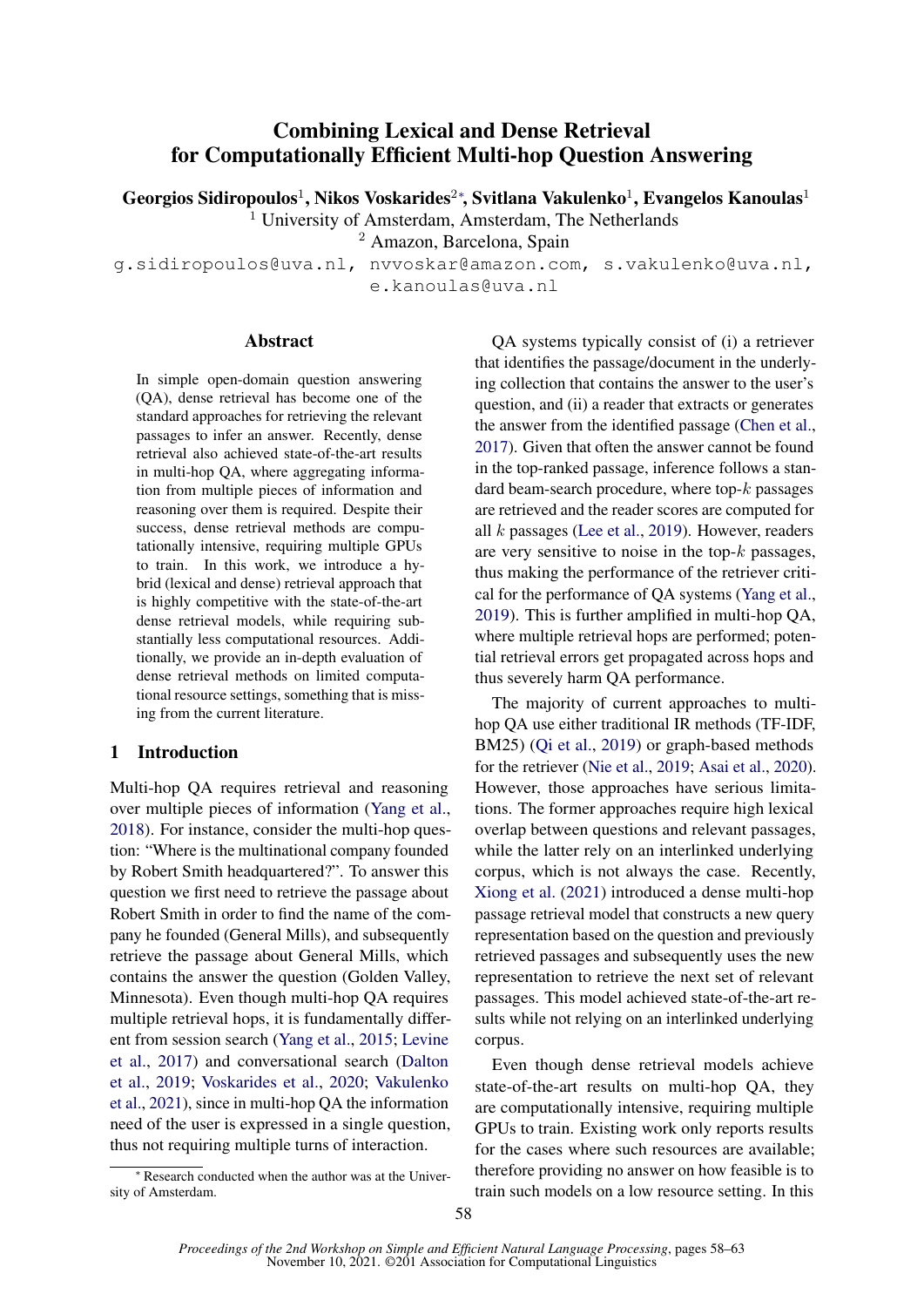# Combining Lexical and Dense Retrieval for Computationally Efficient Multi-hop Question Answering

**Georgios Sidiropoulos**[1], **Nikos Voskarides**[2]*, **Svitlana Vakulenko**[1], **Evangelos Kanoulas**[1]

[1] University of Amsterdam, Amsterdam, The Netherlands

[2] Amazon, Barcelona, Spain

g.sidiropoulos@uva.nl, nvvoskar@amazon.com, s.vakulenko@uva.nl, e.kanoulas@uva.nl

## Abstract

In simple open-domain question answering (QA), dense retrieval has become one of the standard approaches for retrieving the relevant passages to infer an answer. Recently, dense retrieval also achieved state-of-the-art results in multi-hop QA, where aggregating information from multiple pieces of information and reasoning over them is required. Despite their success, dense retrieval methods are computationally intensive, requiring multiple GPUs to train. In this work, we introduce a hybrid (lexical and dense) retrieval approach that is highly competitive with the state-of-the-art dense retrieval models, while requiring substantially less computational resources. Additionally, we provide an in-depth evaluation of dense retrieval methods on limited computational resource settings, something that is missing from the current literature.

## 1 Introduction

Multi-hop QA requires retrieval and reasoning over multiple pieces of information (Yang et al., 2018). For instance, consider the multi-hop question: "Where is the multinational company founded by Robert Smith headquartered?". To answer this question we first need to retrieve the passage about Robert Smith in order to find the name of the company he founded (General Mills), and subsequently retrieve the passage about General Mills, which contains the answer the question (Golden Valley, Minnesota). Even though multi-hop QA requires multiple retrieval hops, it is fundamentally different from session search (Yang et al., 2015; Levine et al., 2017) and conversational search (Dalton et al., 2019; Voskarides et al., 2020; Vakulenko et al., 2021), since in multi-hop QA the information need of the user is expressed in a single question, thus not requiring multiple turns of interaction.

QA systems typically consist of (i) a retriever that identifies the passage/document in the underlying collection that contains the answer to the user's question, and (ii) a reader that extracts or generates the answer from the identified passage (Chen et al., 2017). Given that often the answer cannot be found in the top-ranked passage, inference follows a standard beam-search procedure, where top-$k$ passages are retrieved and the reader scores are computed for all $k$ passages (Lee et al., 2019). However, readers are very sensitive to noise in the top-$k$ passages, thus making the performance of the retriever critical for the performance of QA systems (Yang et al., 2019). This is further amplified in multi-hop QA, where multiple retrieval hops are performed; potential retrieval errors get propagated across hops and thus severely harm QA performance.

The majority of current approaches to multi-hop QA use either traditional IR methods (TF-IDF, BM25) (Qi et al., 2019) or graph-based methods for the retriever (Nie et al., 2019; Asai et al., 2020). However, those approaches have serious limitations. The former approaches require high lexical overlap between questions and relevant passages, while the latter rely on an interlinked underlying corpus, which is not always the case. Recently, Xiong et al. (2021) introduced a dense multi-hop passage retrieval model that constructs a new query representation based on the question and previously retrieved passages and subsequently uses the new representation to retrieve the next set of relevant passages. This model achieved state-of-the-art results while not relying on an interlinked underlying corpus.

Even though dense retrieval models achieve state-of-the-art results on multi-hop QA, they are computationally intensive, requiring multiple GPUs to train. Existing work only reports results for the cases where such resources are available; therefore providing no answer on how feasible is to train such models on a low resource setting. In this

* Research conducted when the author was at the University of Amsterdam.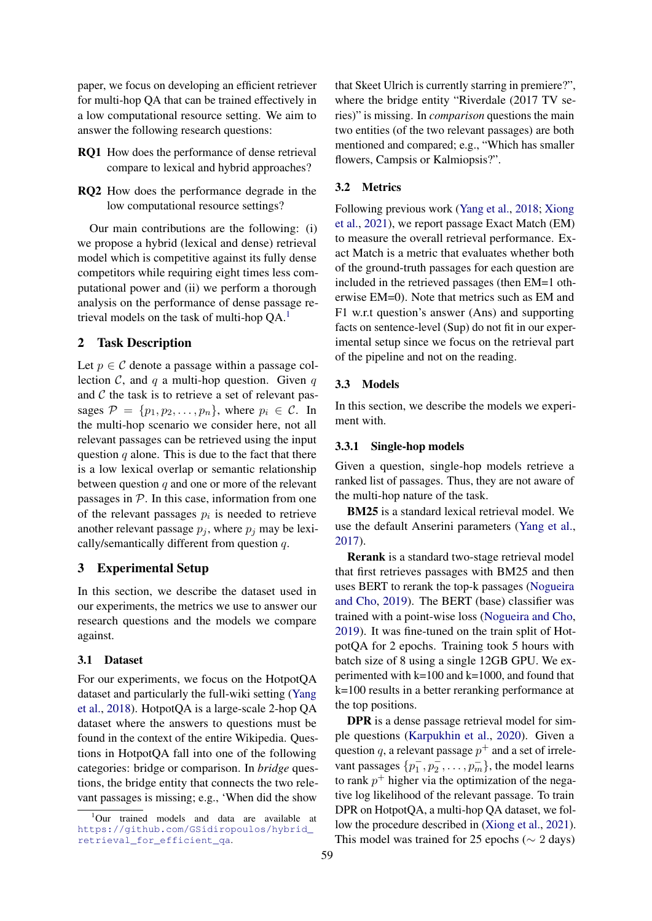paper, we focus on developing an efficient retriever for multi-hop QA that can be trained effectively in a low computational resource setting. We aim to answer the following research questions:

**RQ1** How does the performance of dense retrieval compare to lexical and hybrid approaches?

**RQ2** How does the performance degrade in the low computational resource settings?

Our main contributions are the following: (i) we propose a hybrid (lexical and dense) retrieval model which is competitive against its fully dense competitors while requiring eight times less computational power and (ii) we perform a thorough analysis on the performance of dense passage retrieval models on the task of multi-hop QA.[1]

## 2 Task Description

Let $p \in \mathcal{C}$ denote a passage within a passage collection $\mathcal{C}$, and $q$ a multi-hop question. Given $q$ and $\mathcal{C}$ the task is to retrieve a set of relevant passages $\mathcal{P} = \{p_1, p_2, \dots, p_n\}$, where $p_i \in \mathcal{C}$. In the multi-hop scenario we consider here, not all relevant passages can be retrieved using the input question $q$ alone. This is due to the fact that there is a low lexical overlap or semantic relationship between question $q$ and one or more of the relevant passages in $\mathcal{P}$. In this case, information from one of the relevant passages $p_i$ is needed to retrieve another relevant passage $p_j$, where $p_j$ may be lexically/semantically different from question $q$.

## 3 Experimental Setup

In this section, we describe the dataset used in our experiments, the metrics we use to answer our research questions and the models we compare against.

### 3.1 Dataset

For our experiments, we focus on the HotpotQA dataset and particularly the full-wiki setting (Yang et al., 2018). HotpotQA is a large-scale 2-hop QA dataset where the answers to questions must be found in the context of the entire Wikipedia. Questions in HotpotQA fall into one of the following categories: bridge or comparison. In *bridge* questions, the bridge entity that connects the two relevant passages is missing; e.g., 'When did the show that Skeet Ulrich is currently starring in premiere?", where the bridge entity "Riverdale (2017 TV series)" is missing. In *comparison* questions the main two entities (of the two relevant passages) are both mentioned and compared; e.g., "Which has smaller flowers, Campsis or Kalmiopsis?".

### 3.2 Metrics

Following previous work (Yang et al., 2018; Xiong et al., 2021), we report passage Exact Match (EM) to measure the overall retrieval performance. Exact Match is a metric that evaluates whether both of the ground-truth passages for each question are included in the retrieved passages (then EM=1 otherwise EM=0). Note that metrics such as EM and F1 w.r.t question's answer (Ans) and supporting facts on sentence-level (Sup) do not fit in our experimental setup since we focus on the retrieval part of the pipeline and not on the reading.

### 3.3 Models

In this section, we describe the models we experiment with.

#### 3.3.1 Single-hop models

Given a question, single-hop models retrieve a ranked list of passages. Thus, they are not aware of the multi-hop nature of the task.

**BM25** is a standard lexical retrieval model. We use the default Anserini parameters (Yang et al., 2017).

**Rerank** is a standard two-stage retrieval model that first retrieves passages with BM25 and then uses BERT to rerank the top-k passages (Nogueira and Cho, 2019). The BERT (base) classifier was trained with a point-wise loss (Nogueira and Cho, 2019). It was fine-tuned on the train split of HotpotQA for 2 epochs. Training took 5 hours with batch size of 8 using a single 12GB GPU. We experimented with k=100 and k=1000, and found that k=100 results in a better reranking performance at the top positions.

**DPR** is a dense passage retrieval model for simple questions (Karpukhin et al., 2020). Given a question $q$, a relevant passage $p^+$ and a set of irrelevant passages $\{p_1^-, p_2^-, \dots, p_m^-\}$, the model learns to rank $p^+$ higher via the optimization of the negative log likelihood of the relevant passage. To train DPR on HotpotQA, a multi-hop QA dataset, we follow the procedure described in (Xiong et al., 2021). This model was trained for 25 epochs ($\sim$ 2 days)

[1] Our trained models and data are available at https://github.com/GSidiropoulos/hybrid_retrieval_for_efficient_qa.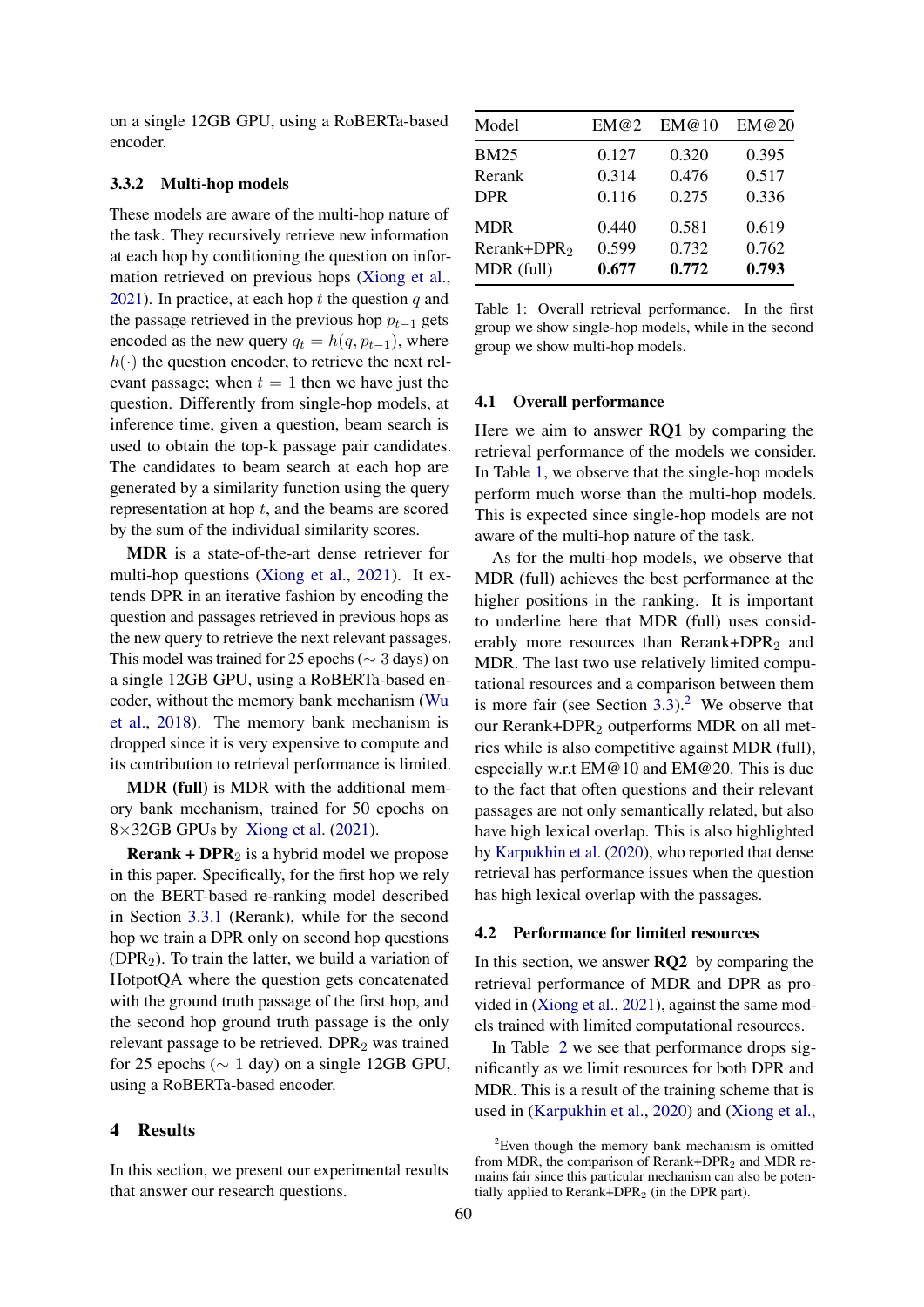on a single 12GB GPU, using a RoBERTa-based encoder.

### 3.3.2 Multi-hop models

These models are aware of the multi-hop nature of the task. They recursively retrieve new information at each hop by conditioning the question on information retrieved on previous hops (Xiong et al., 2021). In practice, at each hop $t$ the question $q$ and the passage retrieved in the previous hop $p_{t-1}$ gets encoded as the new query $q_t = h(q, p_{t-1})$, where $h(\cdot)$ the question encoder, to retrieve the next relevant passage; when $t = 1$ then we have just the question. Differently from single-hop models, at inference time, given a question, beam search is used to obtain the top-k passage pair candidates. The candidates to beam search at each hop are generated by a similarity function using the query representation at hop $t$, and the beams are scored by the sum of the individual similarity scores.

**MDR** is a state-of-the-art dense retriever for multi-hop questions (Xiong et al., 2021). It extends DPR in an iterative fashion by encoding the question and passages retrieved in previous hops as the new query to retrieve the next relevant passages. This model was trained for 25 epochs ($\sim$ 3 days) on a single 12GB GPU, using a RoBERTa-based encoder, without the memory bank mechanism (Wu et al., 2018). The memory bank mechanism is dropped since it is very expensive to compute and its contribution to retrieval performance is limited.

**MDR (full)** is MDR with the additional memory bank mechanism, trained for 50 epochs on 8×32GB GPUs by Xiong et al. (2021).

**Rerank + DPR$_2$** is a hybrid model we propose in this paper. Specifically, for the first hop we rely on the BERT-based re-ranking model described in Section 3.3.1 (Rerank), while for the second hop we train a DPR only on second hop questions (DPR$_2$). To train the latter, we build a variation of HotpotQA where the question gets concatenated with the ground truth passage of the first hop, and the second hop ground truth passage is the only relevant passage to be retrieved. DPR$_2$ was trained for 25 epochs ($\sim$ 1 day) on a single 12GB GPU, using a RoBERTa-based encoder.

## 4 Results

In this section, we present our experimental results that answer our research questions.

| Model | EM@2 | EM@10 | EM@20 |
|---|---|---|---|
| BM25 | 0.127 | 0.320 | 0.395 |
| Rerank | 0.314 | 0.476 | 0.517 |
| DPR | 0.116 | 0.275 | 0.336 |
| MDR | 0.440 | 0.581 | 0.619 |
| Rerank+DPR$_2$ | 0.599 | 0.732 | 0.762 |
| MDR (full) | **0.677** | **0.772** | **0.793** |

Table 1: Overall retrieval performance. In the first group we show single-hop models, while in the second group we show multi-hop models.

### 4.1 Overall performance

Here we aim to answer **RQ1** by comparing the retrieval performance of the models we consider. In Table 1, we observe that the single-hop models perform much worse than the multi-hop models. This is expected since single-hop models are not aware of the multi-hop nature of the task.

As for the multi-hop models, we observe that MDR (full) achieves the best performance at the higher positions in the ranking. It is important to underline here that MDR (full) uses considerably more resources than Rerank+DPR$_2$ and MDR. The last two use relatively limited computational resources and a comparison between them is more fair (see Section 3.3).[2] We observe that our Rerank+DPR$_2$ outperforms MDR on all metrics while is also competitive against MDR (full), especially w.r.t EM@10 and EM@20. This is due to the fact that often questions and their relevant passages are not only semantically related, but also have high lexical overlap. This is also highlighted by Karpukhin et al. (2020), who reported that dense retrieval has performance issues when the question has high lexical overlap with the passages.

### 4.2 Performance for limited resources

In this section, we answer **RQ2** by comparing the retrieval performance of MDR and DPR as provided in (Xiong et al., 2021), against the same models trained with limited computational resources.

In Table 2 we see that performance drops significantly as we limit resources for both DPR and MDR. This is a result of the training scheme that is used in (Karpukhin et al., 2020) and (Xiong et al.,

[2] Even though the memory bank mechanism is omitted from MDR, the comparison of Rerank+DPR$_2$ and MDR remains fair since this particular mechanism can also be potentially applied to Rerank+DPR$_2$ (in the DPR part).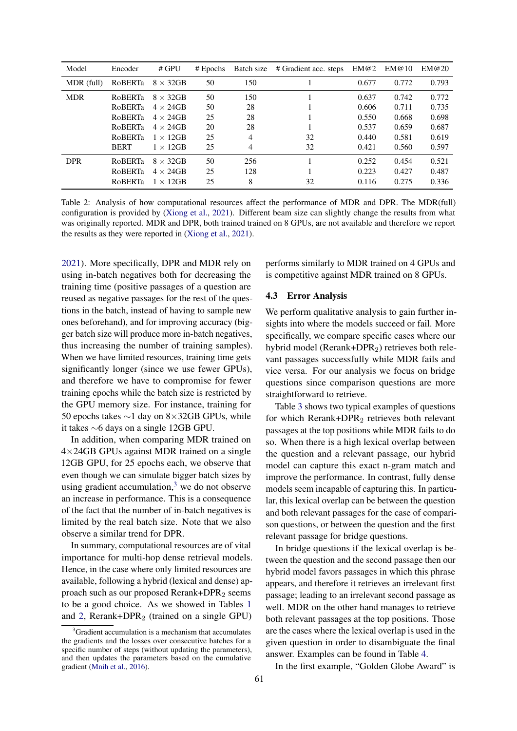| Model | Encoder | # GPU | # Epochs | Batch size | # Gradient acc. steps | EM@2 | EM@10 | EM@20 |
|---|---|---|---|---|---|---|---|---|
| MDR (full) | RoBERTa | 8 × 32GB | 50 | 150 | 1 | 0.677 | 0.772 | 0.793 |
| MDR | RoBERTa | 8 × 32GB | 50 | 150 | 1 | 0.637 | 0.742 | 0.772 |
| | RoBERTa | 4 × 24GB | 50 | 28 | 1 | 0.606 | 0.711 | 0.735 |
| | RoBERTa | 4 × 24GB | 25 | 28 | 1 | 0.550 | 0.668 | 0.698 |
| | RoBERTa | 4 × 24GB | 20 | 28 | 1 | 0.537 | 0.659 | 0.687 |
| | RoBERTa | 1 × 12GB | 25 | 4 | 32 | 0.440 | 0.581 | 0.619 |
| | BERT | 1 × 12GB | 25 | 4 | 32 | 0.421 | 0.560 | 0.597 |
| DPR | RoBERTa | 8 × 32GB | 50 | 256 | 1 | 0.252 | 0.454 | 0.521 |
| | RoBERTa | 4 × 24GB | 25 | 128 | 1 | 0.223 | 0.427 | 0.487 |
| | RoBERTa | 1 × 12GB | 25 | 8 | 32 | 0.116 | 0.275 | 0.336 |

Table 2: Analysis of how computational resources affect the performance of MDR and DPR. The MDR(full) configuration is provided by (Xiong et al., 2021). Different beam size can slightly change the results from what was originally reported. MDR and DPR, both trained trained on 8 GPUs, are not available and therefore we report the results as they were reported in (Xiong et al., 2021).

2021). More specifically, DPR and MDR rely on using in-batch negatives both for decreasing the training time (positive passages of a question are reused as negative passages for the rest of the questions in the batch, instead of having to sample new ones beforehand), and for improving accuracy (bigger batch size will produce more in-batch negatives, thus increasing the number of training samples). When we have limited resources, training time gets significantly longer (since we use fewer GPUs), and therefore we have to compromise for fewer training epochs while the batch size is restricted by the GPU memory size. For instance, training for 50 epochs takes ∼1 day on 8×32GB GPUs, while it takes ∼6 days on a single 12GB GPU.

In addition, when comparing MDR trained on 4×24GB GPUs against MDR trained on a single 12GB GPU, for 25 epochs each, we observe that even though we can simulate bigger batch sizes by using gradient accumulation,[3] we do not observe an increase in performance. This is a consequence of the fact that the number of in-batch negatives is limited by the real batch size. Note that we also observe a similar trend for DPR.

In summary, computational resources are of vital importance for multi-hop dense retrieval models. Hence, in the case where only limited resources are available, following a hybrid (lexical and dense) approach such as our proposed Rerank+$DPR_2$ seems to be a good choice. As we showed in Tables 1 and 2, Rerank+$DPR_2$ (trained on a single GPU) performs similarly to MDR trained on 4 GPUs and is competitive against MDR trained on 8 GPUs.

[3]Gradient accumulation is a mechanism that accumulates the gradients and the losses over consecutive batches for a specific number of steps (without updating the parameters), and then updates the parameters based on the cumulative gradient (Mnih et al., 2016).

### 4.3 Error Analysis

We perform qualitative analysis to gain further insights into where the models succeed or fail. More specifically, we compare specific cases where our hybrid model (Rerank+$DPR_2$) retrieves both relevant passages successfully while MDR fails and vice versa. For our analysis we focus on bridge questions since comparison questions are more straightforward to retrieve.

Table 3 shows two typical examples of questions for which Rerank+$DPR_2$ retrieves both relevant passages at the top positions while MDR fails to do so. When there is a high lexical overlap between the question and a relevant passage, our hybrid model can capture this exact n-gram match and improve the performance. In contrast, fully dense models seem incapable of capturing this. In particular, this lexical overlap can be between the question and both relevant passages for the case of comparison questions, or between the question and the first relevant passage for bridge questions.

In bridge questions if the lexical overlap is between the question and the second passage then our hybrid model favors passages in which this phrase appears, and therefore it retrieves an irrelevant first passage; leading to an irrelevant second passage as well. MDR on the other hand manages to retrieve both relevant passages at the top positions. Those are the cases where the lexical overlap is used in the given question in order to disambiguate the final answer. Examples can be found in Table 4.

In the first example, “Golden Globe Award” is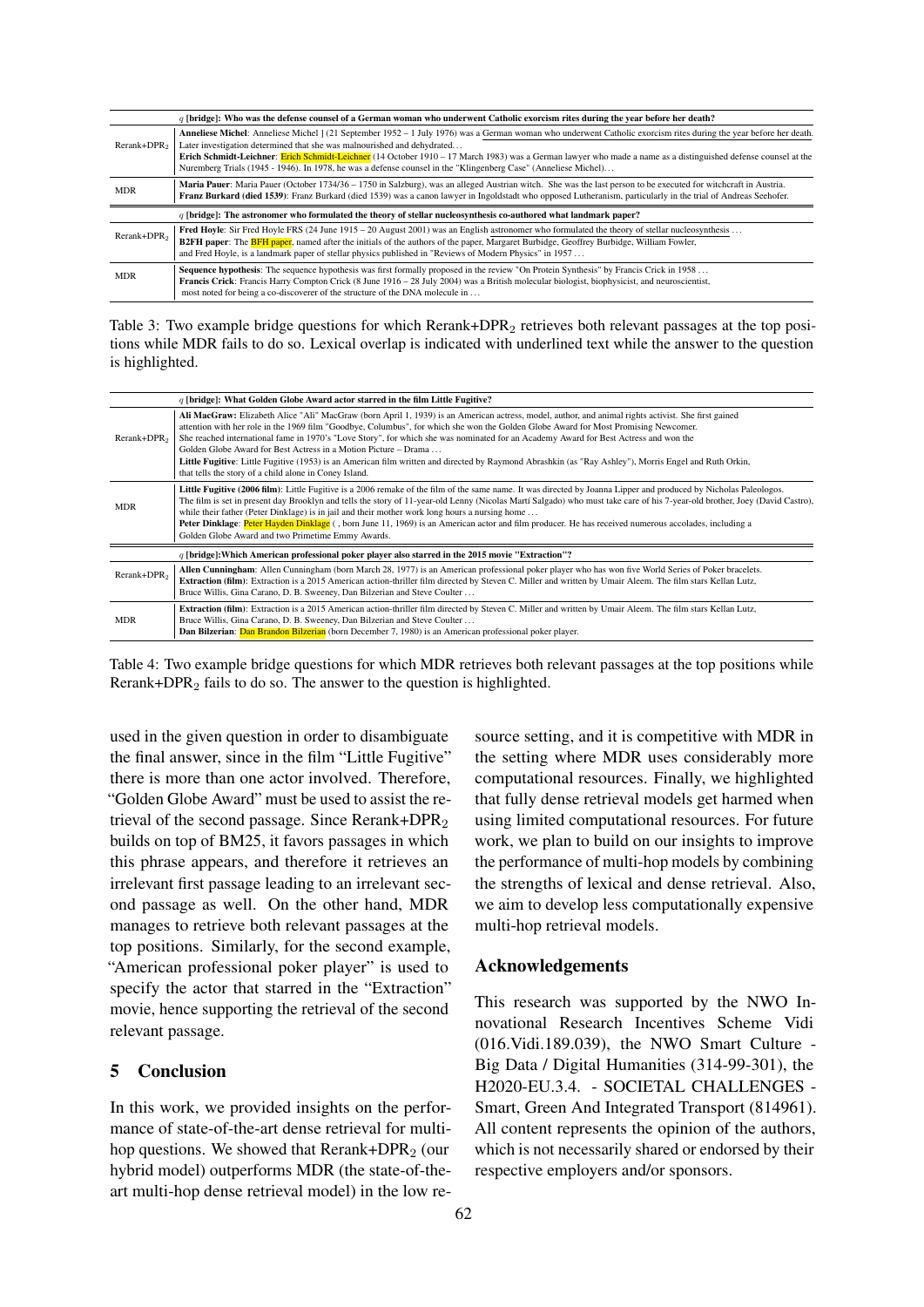| | *q* **[bridge]: Who was the defense counsel of a German woman who underwent Catholic exorcism rites during the year before her death?** |
|---|---|
| Rerank+DPR$_2$ | **Anneliese Michel**: Anneliese Michel ] (21 September 1952 – 1 July 1976) was a German woman who underwent Catholic exorcism rites during the year before her death. Later investigation determined that she was malnourished and dehydrated… **Erich Schmidt-Leichner**: Erich Schmidt-Leichner (14 October 1910 – 17 March 1983) was a German lawyer who made a name as a distinguished defense counsel at the Nuremberg Trials (1945 - 1946). In 1978, he was a defense counsel in the "Klingenberg Case" (Anneliese Michel)… |
| MDR | **Maria Pauer**: Maria Pauer (October 1734/36 – 1750 in Salzburg), was an alleged Austrian witch. She was the last person to be executed for witchcraft in Austria. **Franz Burkard (died 1539)**: Franz Burkard (died 1539) was a canon lawyer in Ingoldstadt who opposed Lutheranism, particularly in the trial of Andreas Seehofer. |
| | *q* **[bridge]: The astronomer who formulated the theory of stellar nucleosynthesis co-authored what landmark paper?** |
| Rerank+DPR$_2$ | **Fred Hoyle**: Sir Fred Hoyle FRS (24 June 1915 – 20 August 2001) was an English astronomer who formulated the theory of stellar nucleosynthesis … **B2FH paper**: The BFH paper, named after the initials of the authors of the paper, Margaret Burbidge, Geoffrey Burbidge, William Fowler, and Fred Hoyle, is a landmark paper of stellar physics published in "Reviews of Modern Physics" in 1957 … |
| MDR | **Sequence hypothesis**: The sequence hypothesis was first formally proposed in the review "On Protein Synthesis" by Francis Crick in 1958 … **Francis Crick**: Francis Harry Compton Crick (8 June 1916 – 28 July 2004) was a British molecular biologist, biophysicist, and neuroscientist, most noted for being a co-discoverer of the structure of the DNA molecule in … |

Table 3: Two example bridge questions for which Rerank+DPR$_2$ retrieves both relevant passages at the top positions while MDR fails to do so. Lexical overlap is indicated with underlined text while the answer to the question is highlighted.

| | *q* **[bridge]: What Golden Globe Award actor starred in the film Little Fugitive?** |
|---|---|
| Rerank+DPR$_2$ | **Ali MacGraw:** Elizabeth Alice "Ali" MacGraw (born April 1, 1939) is an American actress, model, author, and animal rights activist. She first gained attention with her role in the 1969 film "Goodbye, Columbus", for which she won the Golden Globe Award for Most Promising Newcomer. She reached international fame in 1970's "Love Story", for which she was nominated for an Academy Award for Best Actress and won the Golden Globe Award for Best Actress in a Motion Picture – Drama … **Little Fugitive**: Little Fugitive (1953) is an American film written and directed by Raymond Abrashkin (as "Ray Ashley"), Morris Engel and Ruth Orkin, that tells the story of a child alone in Coney Island. |
| MDR | **Little Fugitive (2006 film)**: Little Fugitive is a 2006 remake of the film of the same name. It was directed by Joanna Lipper and produced by Nicholas Paleologos. The film is set in present day Brooklyn and tells the story of 11-year-old Lenny (Nicolas Martí Salgado) who must take care of his 7-year-old brother, Joey (David Castro), while their father (Peter Dinklage) is in jail and their mother work long hours a nursing home … **Peter Dinklage**: Peter Hayden Dinklage ( , born June 11, 1969) is an American actor and film producer. He has received numerous accolades, including a Golden Globe Award and two Primetime Emmy Awards. |
| | *q* **[bridge]:Which American professional poker player also starred in the 2015 movie "Extraction"?** |
| Rerank+DPR$_2$ | **Allen Cunningham**: Allen Cunningham (born March 28, 1977) is an American professional poker player who has won five World Series of Poker bracelets. **Extraction (film)**: Extraction is a 2015 American action-thriller film directed by Steven C. Miller and written by Umair Aleem. The film stars Kellan Lutz, Bruce Willis, Gina Carano, D. B. Sweeney, Dan Bilzerian and Steve Coulter … |
| MDR | **Extraction (film)**: Extraction is a 2015 American action-thriller film directed by Steven C. Miller and written by Umair Aleem. The film stars Kellan Lutz, Bruce Willis, Gina Carano, D. B. Sweeney, Dan Bilzerian and Steve Coulter … **Dan Bilzerian**: Dan Brandon Bilzerian (born December 7, 1980) is an American professional poker player. |

Table 4: Two example bridge questions for which MDR retrieves both relevant passages at the top positions while Rerank+DPR$_2$ fails to do so. The answer to the question is highlighted.

used in the given question in order to disambiguate the final answer, since in the film "Little Fugitive" there is more than one actor involved. Therefore, "Golden Globe Award" must be used to assist the retrieval of the second passage. Since Rerank+DPR$_2$ builds on top of BM25, it favors passages in which this phrase appears, and therefore it retrieves an irrelevant first passage leading to an irrelevant second passage as well. On the other hand, MDR manages to retrieve both relevant passages at the top positions. Similarly, for the second example, "American professional poker player" is used to specify the actor that starred in the "Extraction" movie, hence supporting the retrieval of the second relevant passage.

## 5 Conclusion

In this work, we provided insights on the performance of state-of-the-art dense retrieval for multi-hop questions. We showed that Rerank+DPR$_2$ (our hybrid model) outperforms MDR (the state-of-the-art multi-hop dense retrieval model) in the low resource setting, and it is competitive with MDR in the setting where MDR uses considerably more computational resources. Finally, we highlighted that fully dense retrieval models get harmed when using limited computational resources. For future work, we plan to build on our insights to improve the performance of multi-hop models by combining the strengths of lexical and dense retrieval. Also, we aim to develop less computationally expensive multi-hop retrieval models.

## Acknowledgements

This research was supported by the NWO Innovational Research Incentives Scheme Vidi (016.Vidi.189.039), the NWO Smart Culture - Big Data / Digital Humanities (314-99-301), the H2020-EU.3.4. - SOCIETAL CHALLENGES - Smart, Green And Integrated Transport (814961). All content represents the opinion of the authors, which is not necessarily shared or endorsed by their respective employers and/or sponsors.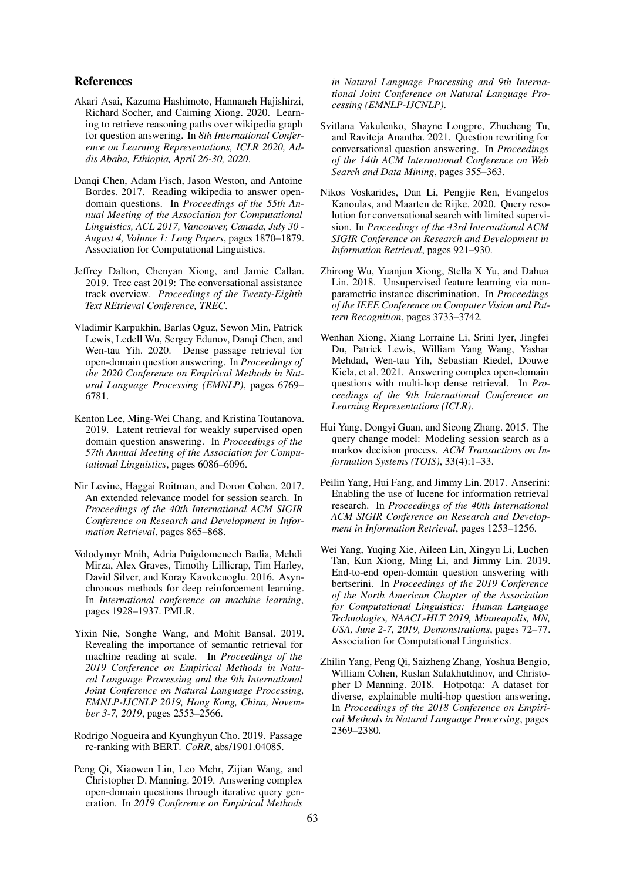## References

Akari Asai, Kazuma Hashimoto, Hannaneh Hajishirzi, Richard Socher, and Caiming Xiong. 2020. Learning to retrieve reasoning paths over wikipedia graph for question answering. In *8th International Conference on Learning Representations, ICLR 2020, Addis Ababa, Ethiopia, April 26-30, 2020*.

Danqi Chen, Adam Fisch, Jason Weston, and Antoine Bordes. 2017. Reading wikipedia to answer open-domain questions. In *Proceedings of the 55th Annual Meeting of the Association for Computational Linguistics, ACL 2017, Vancouver, Canada, July 30 - August 4, Volume 1: Long Papers*, pages 1870–1879. Association for Computational Linguistics.

Jeffrey Dalton, Chenyan Xiong, and Jamie Callan. 2019. Trec cast 2019: The conversational assistance track overview. *Proceedings of the Twenty-Eighth Text REtrieval Conference, TREC*.

Vladimir Karpukhin, Barlas Oguz, Sewon Min, Patrick Lewis, Ledell Wu, Sergey Edunov, Danqi Chen, and Wen-tau Yih. 2020. Dense passage retrieval for open-domain question answering. In *Proceedings of the 2020 Conference on Empirical Methods in Natural Language Processing (EMNLP)*, pages 6769–6781.

Kenton Lee, Ming-Wei Chang, and Kristina Toutanova. 2019. Latent retrieval for weakly supervised open domain question answering. In *Proceedings of the 57th Annual Meeting of the Association for Computational Linguistics*, pages 6086–6096.

Nir Levine, Haggai Roitman, and Doron Cohen. 2017. An extended relevance model for session search. In *Proceedings of the 40th International ACM SIGIR Conference on Research and Development in Information Retrieval*, pages 865–868.

Volodymyr Mnih, Adria Puigdomenech Badia, Mehdi Mirza, Alex Graves, Timothy Lillicrap, Tim Harley, David Silver, and Koray Kavukcuoglu. 2016. Asynchronous methods for deep reinforcement learning. In *International conference on machine learning*, pages 1928–1937. PMLR.

Yixin Nie, Songhe Wang, and Mohit Bansal. 2019. Revealing the importance of semantic retrieval for machine reading at scale. In *Proceedings of the 2019 Conference on Empirical Methods in Natural Language Processing and the 9th International Joint Conference on Natural Language Processing, EMNLP-IJCNLP 2019, Hong Kong, China, November 3-7, 2019*, pages 2553–2566.

Rodrigo Nogueira and Kyunghyun Cho. 2019. Passage re-ranking with BERT. *CoRR*, abs/1901.04085.

Peng Qi, Xiaowen Lin, Leo Mehr, Zijian Wang, and Christopher D. Manning. 2019. Answering complex open-domain questions through iterative query generation. In *2019 Conference on Empirical Methods in Natural Language Processing and 9th International Joint Conference on Natural Language Processing (EMNLP-IJCNLP)*.

Svitlana Vakulenko, Shayne Longpre, Zhucheng Tu, and Raviteja Anantha. 2021. Question rewriting for conversational question answering. In *Proceedings of the 14th ACM International Conference on Web Search and Data Mining*, pages 355–363.

Nikos Voskarides, Dan Li, Pengjie Ren, Evangelos Kanoulas, and Maarten de Rijke. 2020. Query resolution for conversational search with limited supervision. In *Proceedings of the 43rd International ACM SIGIR Conference on Research and Development in Information Retrieval*, pages 921–930.

Zhirong Wu, Yuanjun Xiong, Stella X Yu, and Dahua Lin. 2018. Unsupervised feature learning via non-parametric instance discrimination. In *Proceedings of the IEEE Conference on Computer Vision and Pattern Recognition*, pages 3733–3742.

Wenhan Xiong, Xiang Lorraine Li, Srini Iyer, Jingfei Du, Patrick Lewis, William Yang Wang, Yashar Mehdad, Wen-tau Yih, Sebastian Riedel, Douwe Kiela, et al. 2021. Answering complex open-domain questions with multi-hop dense retrieval. In *Proceedings of the 9th International Conference on Learning Representations (ICLR)*.

Hui Yang, Dongyi Guan, and Sicong Zhang. 2015. The query change model: Modeling session search as a markov decision process. *ACM Transactions on Information Systems (TOIS)*, 33(4):1–33.

Peilin Yang, Hui Fang, and Jimmy Lin. 2017. Anserini: Enabling the use of lucene for information retrieval research. In *Proceedings of the 40th International ACM SIGIR Conference on Research and Development in Information Retrieval*, pages 1253–1256.

Wei Yang, Yuqing Xie, Aileen Lin, Xingyu Li, Luchen Tan, Kun Xiong, Ming Li, and Jimmy Lin. 2019. End-to-end open-domain question answering with bertserini. In *Proceedings of the 2019 Conference of the North American Chapter of the Association for Computational Linguistics: Human Language Technologies, NAACL-HLT 2019, Minneapolis, MN, USA, June 2-7, 2019, Demonstrations*, pages 72–77. Association for Computational Linguistics.

Zhilin Yang, Peng Qi, Saizheng Zhang, Yoshua Bengio, William Cohen, Ruslan Salakhutdinov, and Christopher D Manning. 2018. Hotpotqa: A dataset for diverse, explainable multi-hop question answering. In *Proceedings of the 2018 Conference on Empirical Methods in Natural Language Processing*, pages 2369–2380.